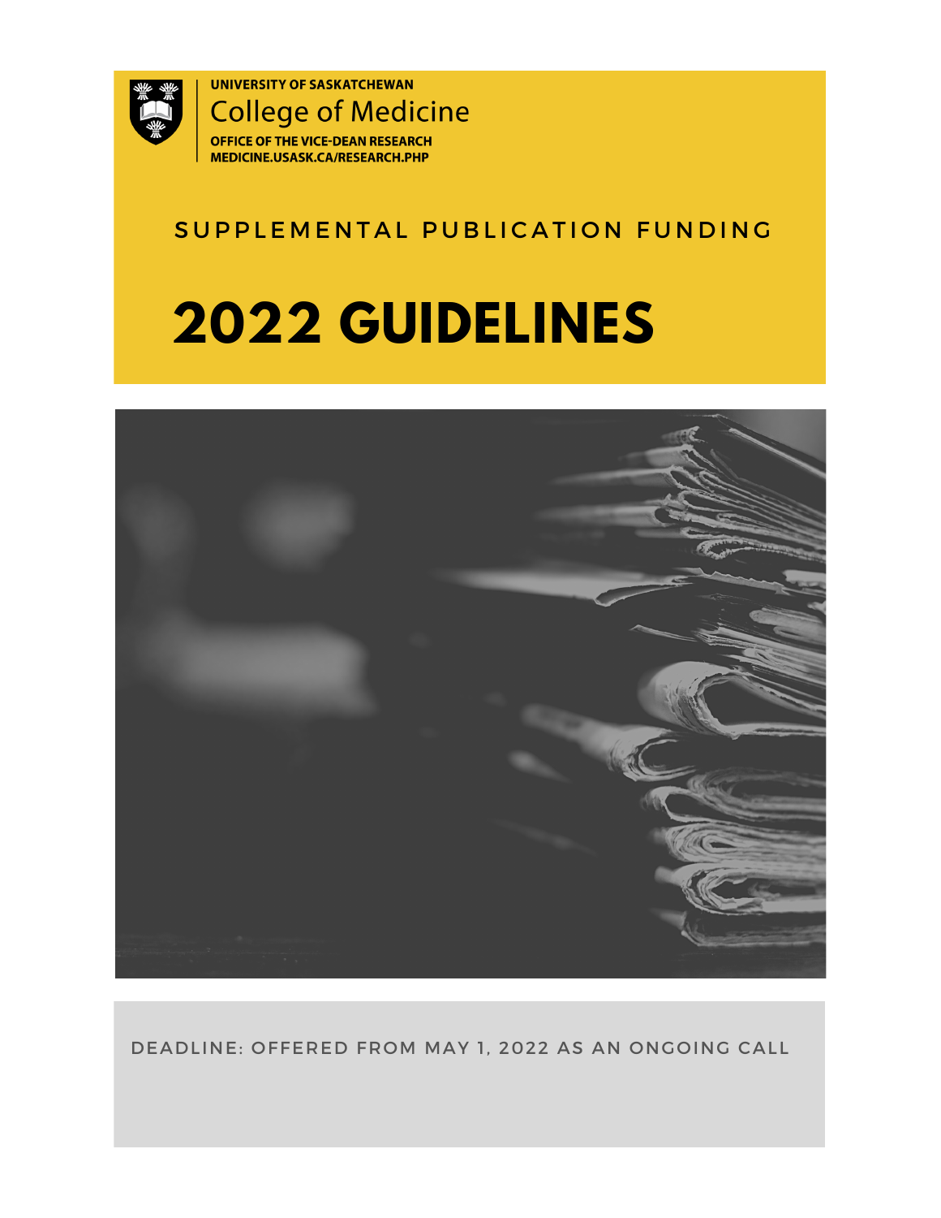UNIVERSITY OF SASKATCHEWAN

College of Medicine

OFFICE OF THE VICE-DEAN RESEARCH

MEDICINE.USASK.CA/RESEARCH.PHP

SUPPLEMENTAL PUBLICATION FUNDING

# 2022 GUIDELINES

DEADLINE: OFFERED FROM MAY 1, 2022 AS AN ONGOING CALL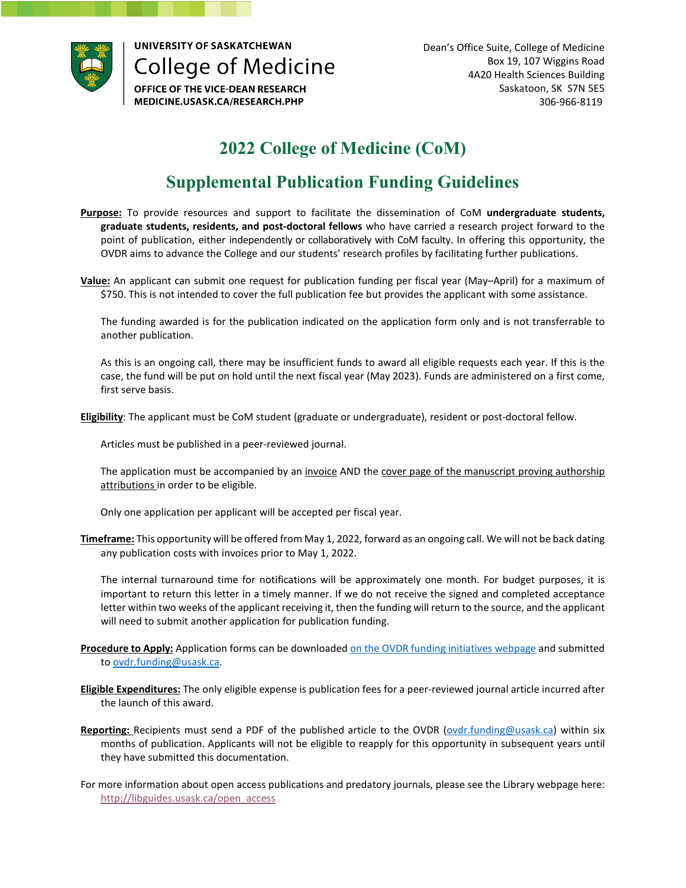UNIVERSITY OF SASKATCHEWAN
College of Medicine
OFFICE OF THE VICE-DEAN RESEARCH
MEDICINE.USASK.CA/RESEARCH.PHP

Dean's Office Suite, College of Medicine
Box 19, 107 Wiggins Road
4A20 Health Sciences Building
Saskatoon, SK S7N 5E5
306-966-8119

# 2022 College of Medicine (CoM)

# Supplemental Publication Funding Guidelines

**Purpose:** To provide resources and support to facilitate the dissemination of CoM **undergraduate students, graduate students, residents, and post-doctoral fellows** who have carried a research project forward to the point of publication, either independently or collaboratively with CoM faculty. In offering this opportunity, the OVDR aims to advance the College and our students' research profiles by facilitating further publications.

**Value:** An applicant can submit one request for publication funding per fiscal year (May–April) for a maximum of $750. This is not intended to cover the full publication fee but provides the applicant with some assistance.

The funding awarded is for the publication indicated on the application form only and is not transferrable to another publication.

As this is an ongoing call, there may be insufficient funds to award all eligible requests each year. If this is the case, the fund will be put on hold until the next fiscal year (May 2023). Funds are administered on a first come, first serve basis.

**Eligibility**: The applicant must be CoM student (graduate or undergraduate), resident or post-doctoral fellow.

Articles must be published in a peer-reviewed journal.

The application must be accompanied by an invoice AND the cover page of the manuscript proving authorship attributions in order to be eligible.

Only one application per applicant will be accepted per fiscal year.

**Timeframe:** This opportunity will be offered from May 1, 2022, forward as an ongoing call. We will not be back dating any publication costs with invoices prior to May 1, 2022.

The internal turnaround time for notifications will be approximately one month. For budget purposes, it is important to return this letter in a timely manner. If we do not receive the signed and completed acceptance letter within two weeks of the applicant receiving it, then the funding will return to the source, and the applicant will need to submit another application for publication funding.

**Procedure to Apply:** Application forms can be downloaded on the OVDR funding initiatives webpage and submitted to ovdr.funding@usask.ca.

**Eligible Expenditures:** The only eligible expense is publication fees for a peer-reviewed journal article incurred after the launch of this award.

**Reporting:** Recipients must send a PDF of the published article to the OVDR (ovdr.funding@usask.ca) within six months of publication. Applicants will not be eligible to reapply for this opportunity in subsequent years until they have submitted this documentation.

For more information about open access publications and predatory journals, please see the Library webpage here: http://libguides.usask.ca/open_access